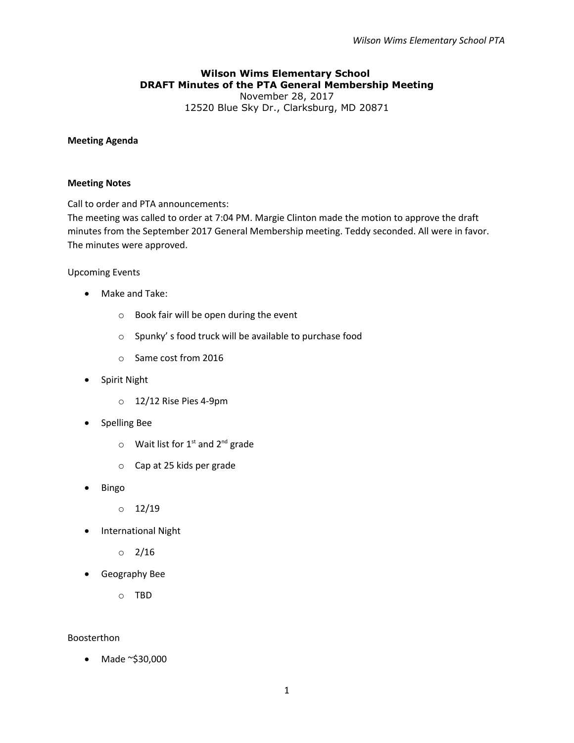# Wilson Wims Elementary School
## DRAFT Minutes of the PTA General Membership Meeting

November 28, 2017
12520 Blue Sky Dr., Clarksburg, MD 20871

**Meeting Agenda**

**Meeting Notes**

Call to order and PTA announcements:
The meeting was called to order at 7:04 PM. Margie Clinton made the motion to approve the draft minutes from the September 2017 General Membership meeting. Teddy seconded. All were in favor. The minutes were approved.

Upcoming Events

- Make and Take:
  - Book fair will be open during the event
  - Spunky' s food truck will be available to purchase food
  - Same cost from 2016
- Spirit Night
  - 12/12 Rise Pies 4-9pm
- Spelling Bee
  - Wait list for 1st and 2nd grade
  - Cap at 25 kids per grade
- Bingo
  - 12/19
- International Night
  - 2/16
- Geography Bee
  - TBD

Boosterthon

- Made ~$30,000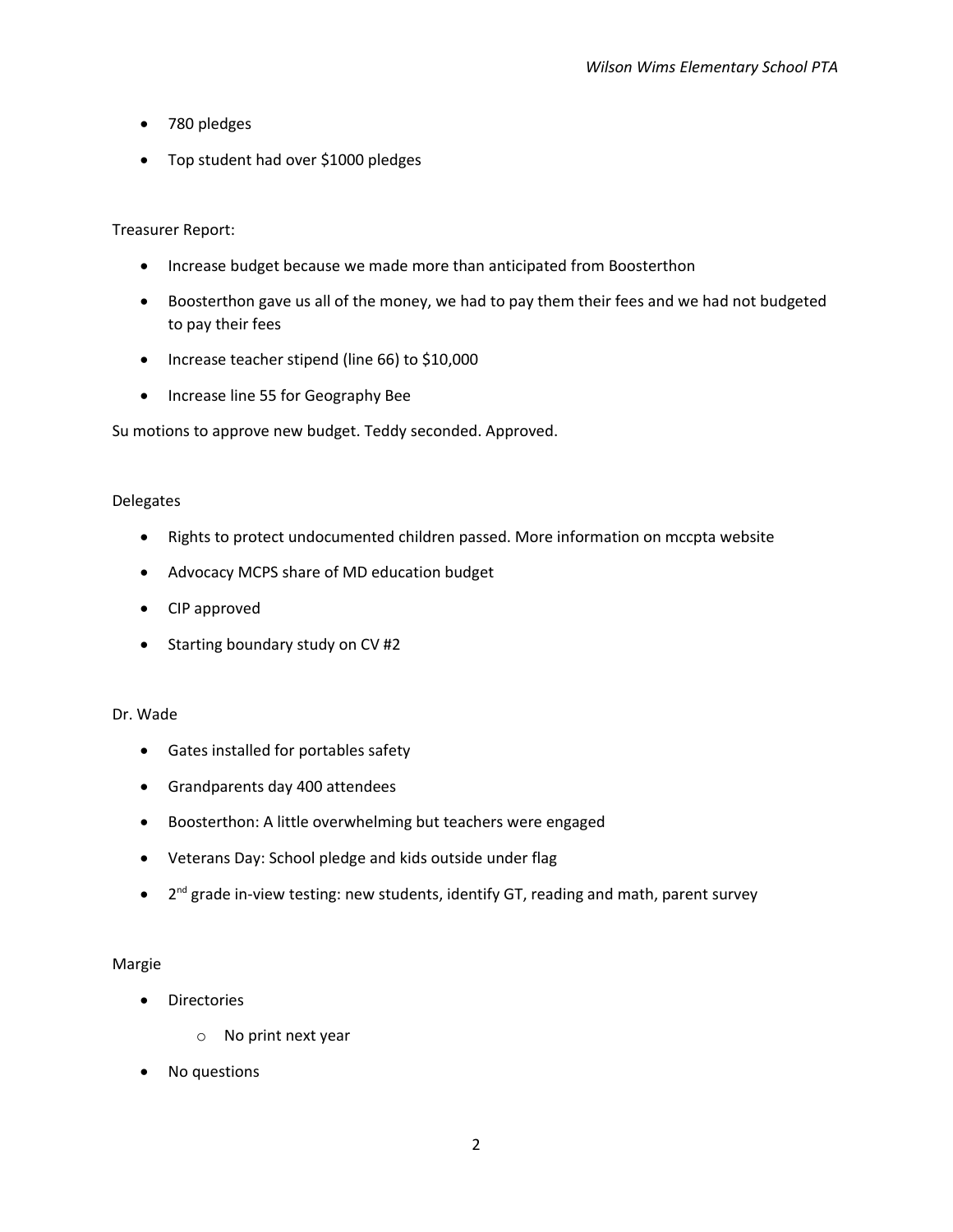- 780 pledges
- Top student had over $1000 pledges

Treasurer Report:

- Increase budget because we made more than anticipated from Boosterthon
- Boosterthon gave us all of the money, we had to pay them their fees and we had not budgeted to pay their fees
- Increase teacher stipend (line 66) to $10,000
- Increase line 55 for Geography Bee

Su motions to approve new budget. Teddy seconded. Approved.

Delegates

- Rights to protect undocumented children passed. More information on mccpta website
- Advocacy MCPS share of MD education budget
- CIP approved
- Starting boundary study on CV #2

Dr. Wade

- Gates installed for portables safety
- Grandparents day 400 attendees
- Boosterthon: A little overwhelming but teachers were engaged
- Veterans Day: School pledge and kids outside under flag
- 2nd grade in-view testing: new students, identify GT, reading and math, parent survey

Margie

- Directories
    - No print next year
- No questions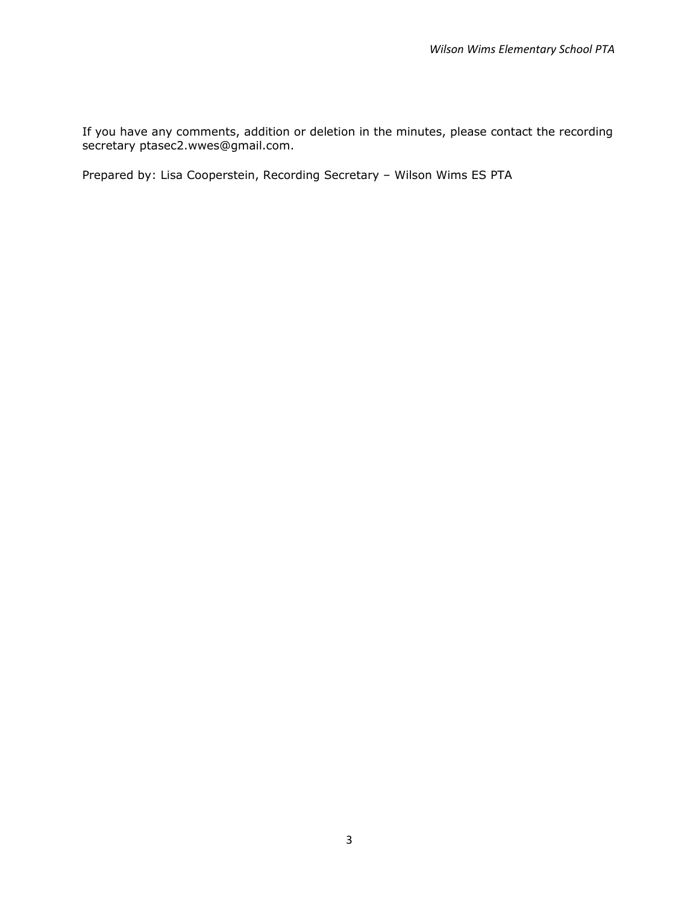If you have any comments, addition or deletion in the minutes, please contact the recording secretary ptasec2.wwes@gmail.com.

Prepared by: Lisa Cooperstein, Recording Secretary – Wilson Wims ES PTA